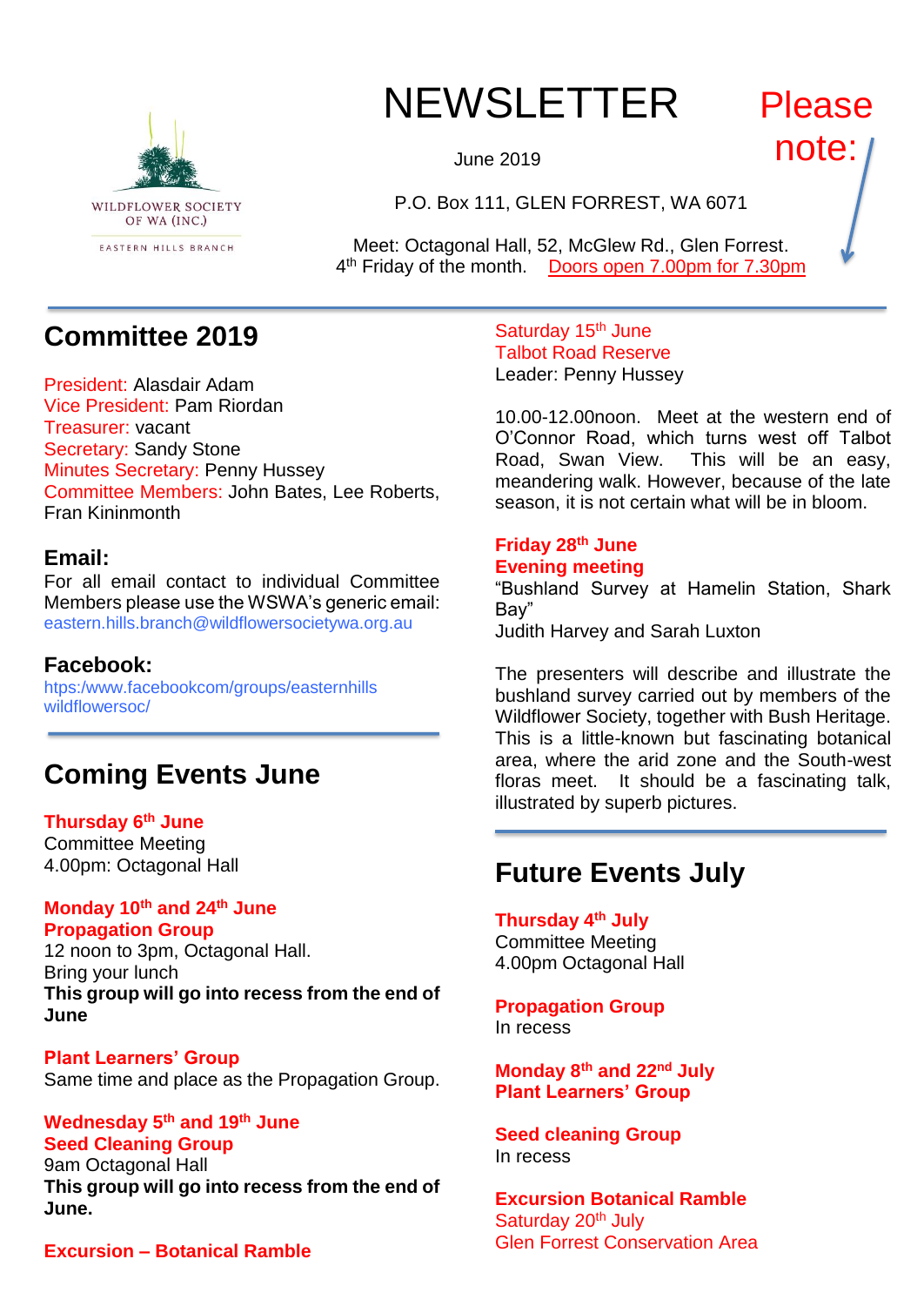# NEWSLETTER

WILDFLOWER SOCIETY OF WA (INC.)

EASTERN HILLS BRANCH

June 2019

Please note:

P.O. Box 111, GLEN FORREST, WA 6071

Meet: Octagonal Hall, 52, McGlew Rd., Glen Forrest.
4th Friday of the month. Doors open 7.00pm for 7.30pm

## Committee 2019

President: Alasdair Adam
Vice President: Pam Riordan
Treasurer: vacant
Secretary: Sandy Stone
Minutes Secretary: Penny Hussey
Committee Members: John Bates, Lee Roberts, Fran Kininmonth

### Email:

For all email contact to individual Committee Members please use the WSWA's generic email: eastern.hills.branch@wildflowersocietywa.org.au

### Facebook:

htps:/www.facebookcom/groups/easternhills wildflowersoc/

## Coming Events June

**Thursday 6th June**
Committee Meeting
4.00pm: Octagonal Hall

**Monday 10th and 24th June**
**Propagation Group**
12 noon to 3pm, Octagonal Hall.
Bring your lunch
**This group will go into recess from the end of June**

**Plant Learners' Group**
Same time and place as the Propagation Group.

**Wednesday 5th and 19th June**
**Seed Cleaning Group**
9am Octagonal Hall
**This group will go into recess from the end of June.**

**Excursion – Botanical Ramble**

Saturday 15th June
Talbot Road Reserve
Leader: Penny Hussey

10.00-12.00noon. Meet at the western end of O'Connor Road, which turns west off Talbot Road, Swan View. This will be an easy, meandering walk. However, because of the late season, it is not certain what will be in bloom.

**Friday 28th June**
**Evening meeting**
"Bushland Survey at Hamelin Station, Shark Bay"
Judith Harvey and Sarah Luxton

The presenters will describe and illustrate the bushland survey carried out by members of the Wildflower Society, together with Bush Heritage. This is a little-known but fascinating botanical area, where the arid zone and the South-west floras meet. It should be a fascinating talk, illustrated by superb pictures.

## Future Events July

**Thursday 4th July**
Committee Meeting
4.00pm Octagonal Hall

**Propagation Group**
In recess

**Monday 8th and 22nd July**
**Plant Learners' Group**

**Seed cleaning Group**
In recess

**Excursion Botanical Ramble**
Saturday 20th July
Glen Forrest Conservation Area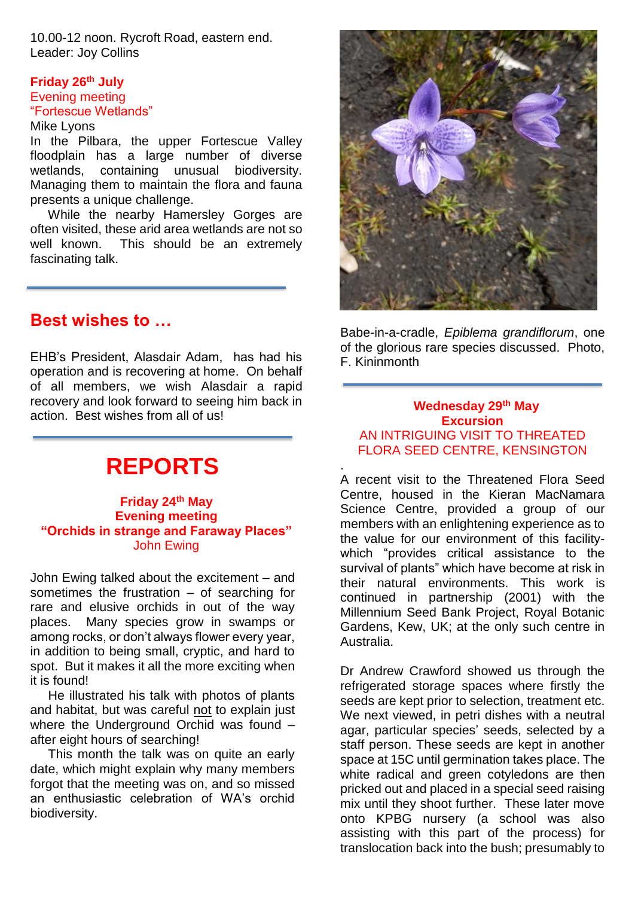10.00-12 noon. Rycroft Road, eastern end.
Leader: Joy Collins

**Friday 26th July**
Evening meeting
"Fortescue Wetlands"
Mike Lyons

In the Pilbara, the upper Fortescue Valley floodplain has a large number of diverse wetlands, containing unusual biodiversity. Managing them to maintain the flora and fauna presents a unique challenge.

While the nearby Hamersley Gorges are often visited, these arid area wetlands are not so well known. This should be an extremely fascinating talk.

---

## Best wishes to …

EHB's President, Alasdair Adam, has had his operation and is recovering at home. On behalf of all members, we wish Alasdair a rapid recovery and look forward to seeing him back in action. Best wishes from all of us!

---

# REPORTS

**Friday 24th May**
**Evening meeting**
**"Orchids in strange and Faraway Places"**
John Ewing

John Ewing talked about the excitement – and sometimes the frustration – of searching for rare and elusive orchids in out of the way places. Many species grow in swamps or among rocks, or don't always flower every year, in addition to being small, cryptic, and hard to spot. But it makes it all the more exciting when it is found!

He illustrated his talk with photos of plants and habitat, but was careful not to explain just where the Underground Orchid was found – after eight hours of searching!

This month the talk was on quite an early date, which might explain why many members forgot that the meeting was on, and so missed an enthusiastic celebration of WA's orchid biodiversity.

Babe-in-a-cradle, *Epiblema grandiflorum*, one of the glorious rare species discussed. Photo, F. Kininmonth

---

**Wednesday 29th May**
**Excursion**
AN INTRIGUING VISIT TO THREATED FLORA SEED CENTRE, KENSINGTON

A recent visit to the Threatened Flora Seed Centre, housed in the Kieran MacNamara Science Centre, provided a group of our members with an enlightening experience as to the value for our environment of this facility- which "provides critical assistance to the survival of plants" which have become at risk in their natural environments. This work is continued in partnership (2001) with the Millennium Seed Bank Project, Royal Botanic Gardens, Kew, UK; at the only such centre in Australia.

Dr Andrew Crawford showed us through the refrigerated storage spaces where firstly the seeds are kept prior to selection, treatment etc. We next viewed, in petri dishes with a neutral agar, particular species' seeds, selected by a staff person. These seeds are kept in another space at 15C until germination takes place. The white radical and green cotyledons are then pricked out and placed in a special seed raising mix until they shoot further. These later move onto KPBG nursery (a school was also assisting with this part of the process) for translocation back into the bush; presumably to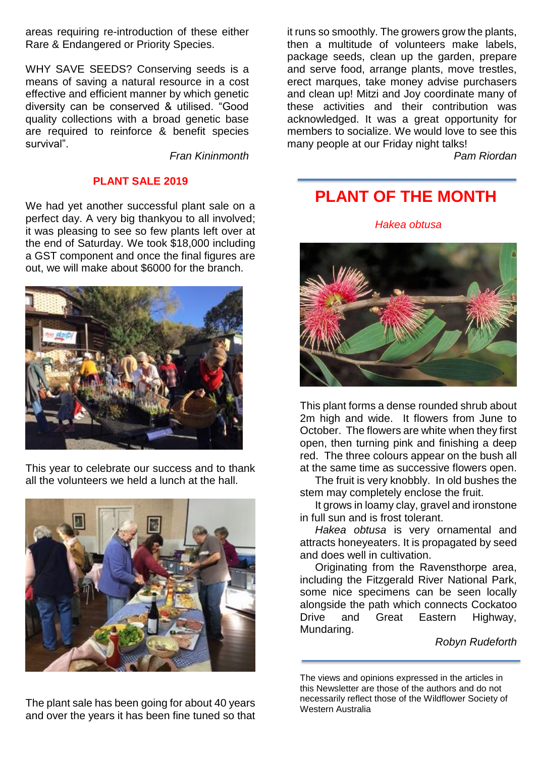areas requiring re-introduction of these either Rare & Endangered or Priority Species.

WHY SAVE SEEDS? Conserving seeds is a means of saving a natural resource in a cost effective and efficient manner by which genetic diversity can be conserved & utilised. “Good quality collections with a broad genetic base are required to reinforce & benefit species survival”.

*Fran Kininmonth*

## PLANT SALE 2019

We had yet another successful plant sale on a perfect day. A very big thankyou to all involved; it was pleasing to see so few plants left over at the end of Saturday. We took $18,000 including a GST component and once the final figures are out, we will make about $6000 for the branch.

This year to celebrate our success and to thank all the volunteers we held a lunch at the hall.

The plant sale has been going for about 40 years and over the years it has been fine tuned so that it runs so smoothly. The growers grow the plants, then a multitude of volunteers make labels, package seeds, clean up the garden, prepare and serve food, arrange plants, move trestles, erect marques, take money advise purchasers and clean up! Mitzi and Joy coordinate many of these activities and their contribution was acknowledged. It was a great opportunity for members to socialize. We would love to see this many people at our Friday night talks!

*Pam Riordan*

## PLANT OF THE MONTH

*Hakea obtusa*

This plant forms a dense rounded shrub about 2m high and wide. It flowers from June to October. The flowers are white when they first open, then turning pink and finishing a deep red. The three colours appear on the bush all at the same time as successive flowers open.

The fruit is very knobbly. In old bushes the stem may completely enclose the fruit.

It grows in loamy clay, gravel and ironstone in full sun and is frost tolerant.

*Hakea obtusa* is very ornamental and attracts honeyeaters. It is propagated by seed and does well in cultivation.

Originating from the Ravensthorpe area, including the Fitzgerald River National Park, some nice specimens can be seen locally alongside the path which connects Cockatoo Drive and Great Eastern Highway, Mundaring.

*Robyn Rudeforth*

The views and opinions expressed in the articles in this Newsletter are those of the authors and do not necessarily reflect those of the Wildflower Society of Western Australia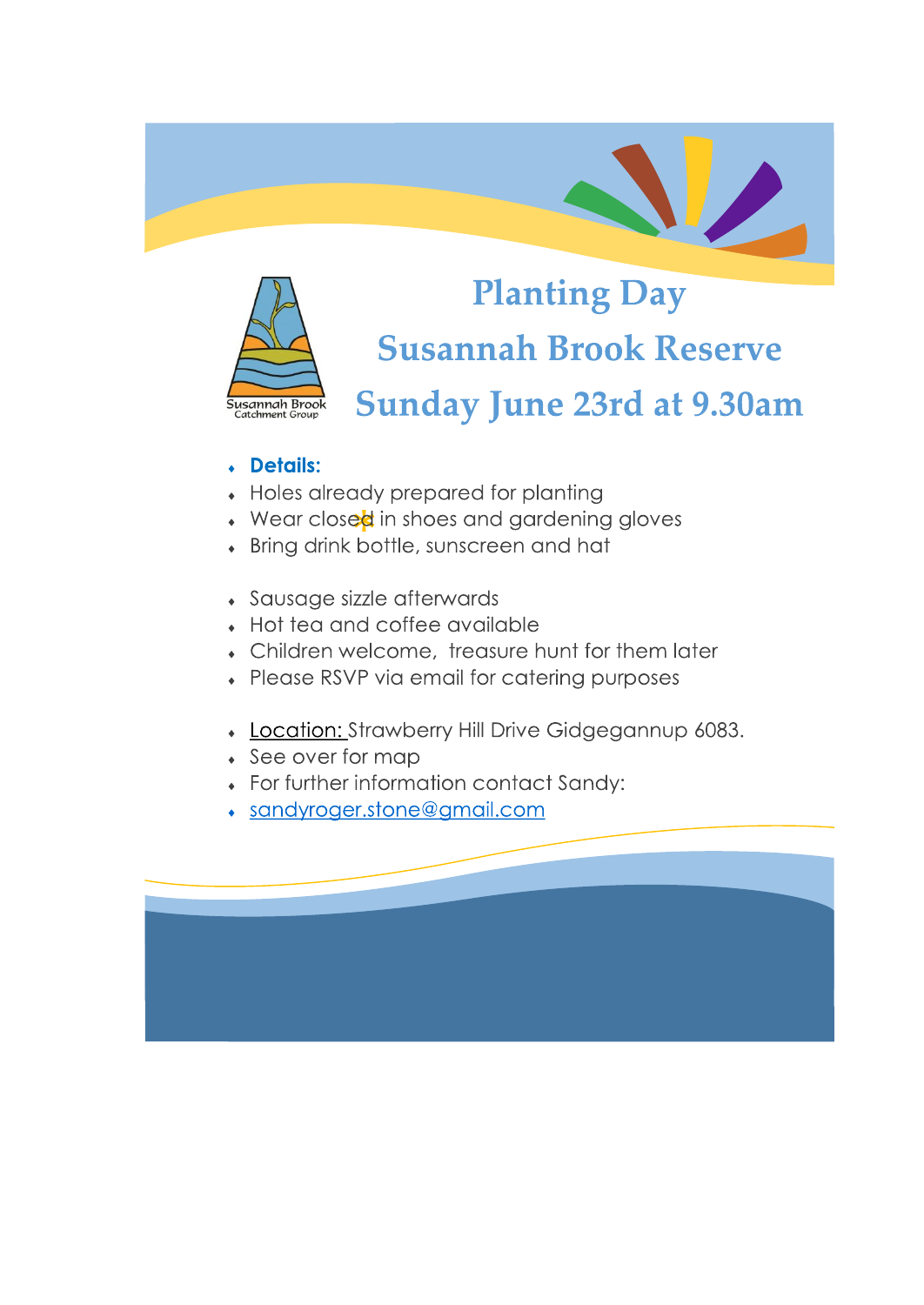Susannah Brook Catchment Group

# Planting Day

## Susannah Brook Reserve

## Sunday June 23rd at 9.30am

- **Details:**
- Holes already prepared for planting
- Wear closed in shoes and gardening gloves
- Bring drink bottle, sunscreen and hat

- Sausage sizzle afterwards
- Hot tea and coffee available
- Children welcome, treasure hunt for them later
- Please RSVP via email for catering purposes

- Location: Strawberry Hill Drive Gidgegannup 6083.
- See over for map
- For further information contact Sandy:
- sandyroger.stone@gmail.com